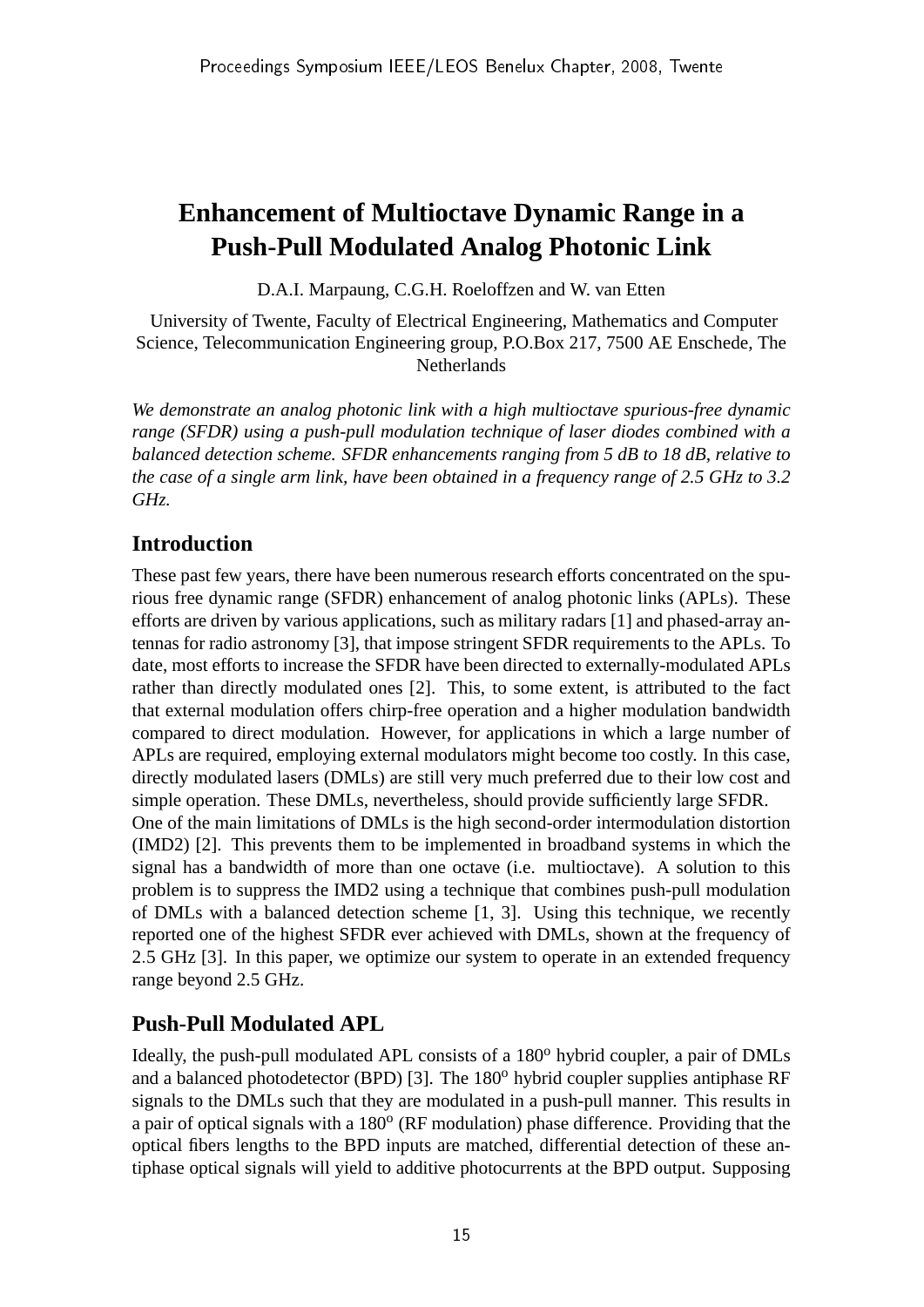# Enhancement of Multioctave Dynamic Range in a Push-Pull Modulated Analog Photonic Link

D.A.I. Marpaung, C.G.H. Roeloffzen and W. van Etten

University of Twente, Faculty of Electrical Engineering, Mathematics and Computer Science, Telecommunication Engineering group, P.O.Box 217, 7500 AE Enschede, The Netherlands

*We demonstrate an analog photonic link with a high multioctave spurious-free dynamic range (SFDR) using a push-pull modulation technique of laser diodes combined with a balanced detection scheme. SFDR enhancements ranging from 5 dB to 18 dB, relative to the case of a single arm link, have been obtained in a frequency range of 2.5 GHz to 3.2 GHz.*

## Introduction

These past few years, there have been numerous research efforts concentrated on the spurious free dynamic range (SFDR) enhancement of analog photonic links (APLs). These efforts are driven by various applications, such as military radars [1] and phased-array antennas for radio astronomy [3], that impose stringent SFDR requirements to the APLs. To date, most efforts to increase the SFDR have been directed to externally-modulated APLs rather than directly modulated ones [2]. This, to some extent, is attributed to the fact that external modulation offers chirp-free operation and a higher modulation bandwidth compared to direct modulation. However, for applications in which a large number of APLs are required, employing external modulators might become too costly. In this case, directly modulated lasers (DMLs) are still very much preferred due to their low cost and simple operation. These DMLs, nevertheless, should provide sufficiently large SFDR.
One of the main limitations of DMLs is the high second-order intermodulation distortion (IMD2) [2]. This prevents them to be implemented in broadband systems in which the signal has a bandwidth of more than one octave (i.e. multioctave). A solution to this problem is to suppress the IMD2 using a technique that combines push-pull modulation of DMLs with a balanced detection scheme [1, 3]. Using this technique, we recently reported one of the highest SFDR ever achieved with DMLs, shown at the frequency of 2.5 GHz [3]. In this paper, we optimize our system to operate in an extended frequency range beyond 2.5 GHz.

## Push-Pull Modulated APL

Ideally, the push-pull modulated APL consists of a $180^{o}$ hybrid coupler, a pair of DMLs and a balanced photodetector (BPD) [3]. The $180^{o}$ hybrid coupler supplies antiphase RF signals to the DMLs such that they are modulated in a push-pull manner. This results in a pair of optical signals with a $180^{o}$ (RF modulation) phase difference. Providing that the optical fibers lengths to the BPD inputs are matched, differential detection of these antiphase optical signals will yield to additive photocurrents at the BPD output. Supposing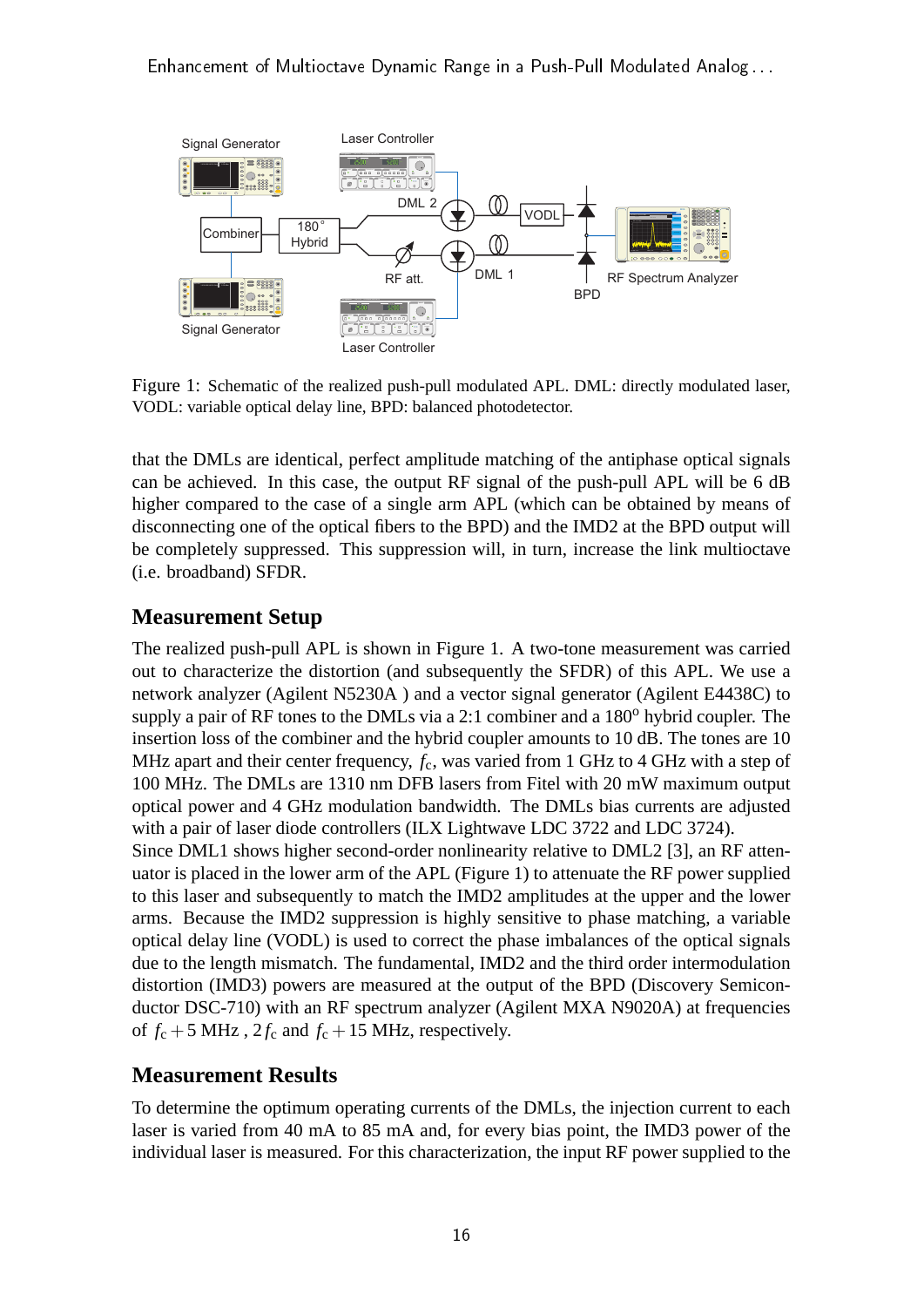Figure 1: Schematic of the realized push-pull modulated APL. DML: directly modulated laser, VODL: variable optical delay line, BPD: balanced photodetector.

that the DMLs are identical, perfect amplitude matching of the antiphase optical signals can be achieved. In this case, the output RF signal of the push-pull APL will be 6 dB higher compared to the case of a single arm APL (which can be obtained by means of disconnecting one of the optical fibers to the BPD) and the IMD2 at the BPD output will be completely suppressed. This suppression will, in turn, increase the link multioctave (i.e. broadband) SFDR.

## Measurement Setup

The realized push-pull APL is shown in Figure 1. A two-tone measurement was carried out to characterize the distortion (and subsequently the SFDR) of this APL. We use a network analyzer (Agilent N5230A ) and a vector signal generator (Agilent E4438C) to supply a pair of RF tones to the DMLs via a 2:1 combiner and a 180° hybrid coupler. The insertion loss of the combiner and the hybrid coupler amounts to 10 dB. The tones are 10 MHz apart and their center frequency, $f_c$, was varied from 1 GHz to 4 GHz with a step of 100 MHz. The DMLs are 1310 nm DFB lasers from Fitel with 20 mW maximum output optical power and 4 GHz modulation bandwidth. The DMLs bias currents are adjusted with a pair of laser diode controllers (ILX Lightwave LDC 3722 and LDC 3724).
Since DML1 shows higher second-order nonlinearity relative to DML2 [3], an RF attenuator is placed in the lower arm of the APL (Figure 1) to attenuate the RF power supplied to this laser and subsequently to match the IMD2 amplitudes at the upper and the lower arms. Because the IMD2 suppression is highly sensitive to phase matching, a variable optical delay line (VODL) is used to correct the phase imbalances of the optical signals due to the length mismatch. The fundamental, IMD2 and the third order intermodulation distortion (IMD3) powers are measured at the output of the BPD (Discovery Semiconductor DSC-710) with an RF spectrum analyzer (Agilent MXA N9020A) at frequencies of $f_c + 5$ MHz , $2f_c$ and $f_c + 15$ MHz, respectively.

## Measurement Results

To determine the optimum operating currents of the DMLs, the injection current to each laser is varied from 40 mA to 85 mA and, for every bias point, the IMD3 power of the individual laser is measured. For this characterization, the input RF power supplied to the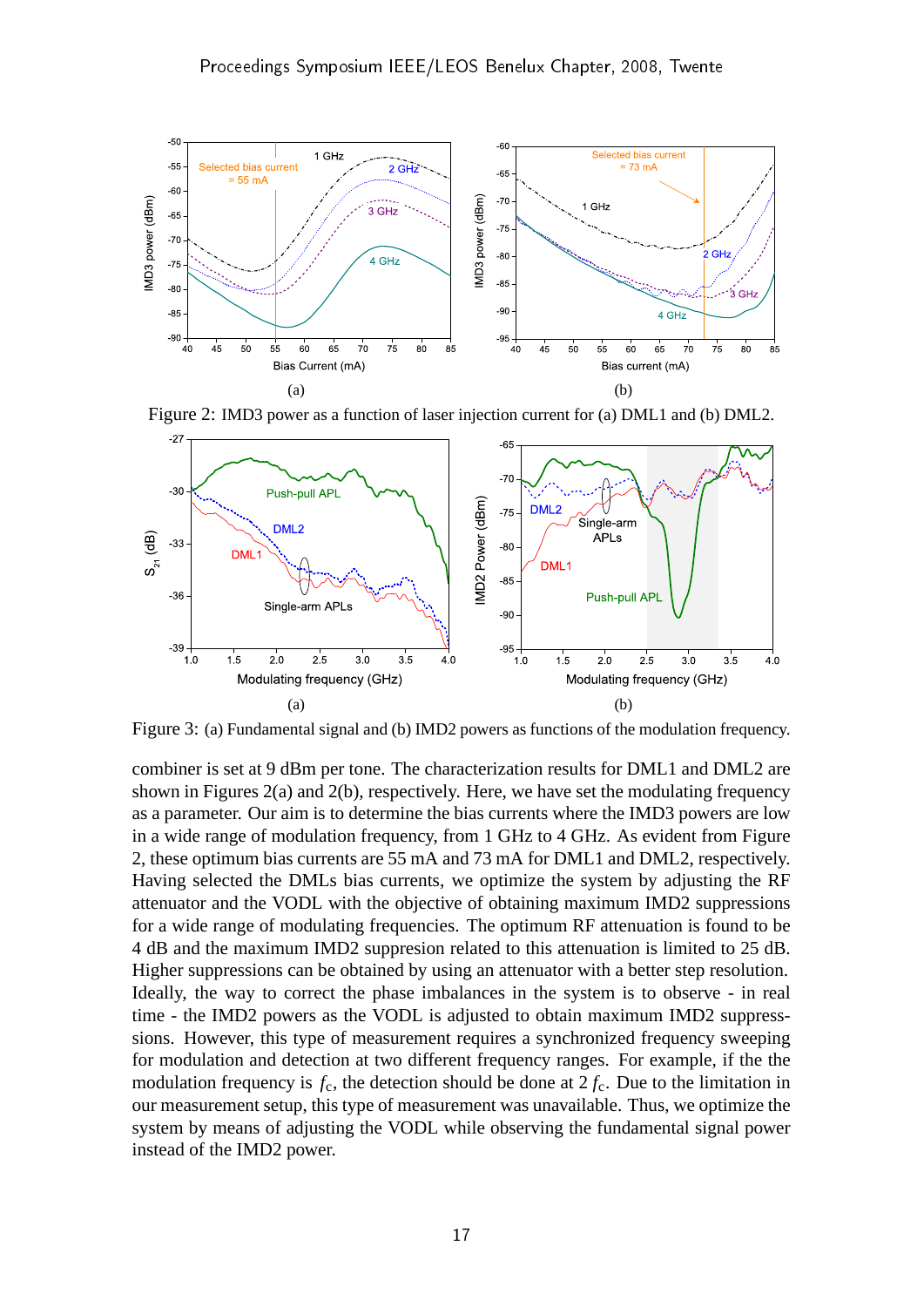Figure 2: IMD3 power as a function of laser injection current for (a) DML1 and (b) DML2.

Figure 3: (a) Fundamental signal and (b) IMD2 powers as functions of the modulation frequency.

combiner is set at 9 dBm per tone. The characterization results for DML1 and DML2 are shown in Figures 2(a) and 2(b), respectively. Here, we have set the modulating frequency as a parameter. Our aim is to determine the bias currents where the IMD3 powers are low in a wide range of modulation frequency, from 1 GHz to 4 GHz. As evident from Figure 2, these optimum bias currents are 55 mA and 73 mA for DML1 and DML2, respectively. Having selected the DMLs bias currents, we optimize the system by adjusting the RF attenuator and the VODL with the objective of obtaining maximum IMD2 suppressions for a wide range of modulating frequencies. The optimum RF attenuation is found to be 4 dB and the maximum IMD2 suppresion related to this attenuation is limited to 25 dB. Higher suppressions can be obtained by using an attenuator with a better step resolution. Ideally, the way to correct the phase imbalances in the system is to observe - in real time - the IMD2 powers as the VODL is adjusted to obtain maximum IMD2 suppresssions. However, this type of measurement requires a synchronized frequency sweeping for modulation and detection at two different frequency ranges. For example, if the the modulation frequency is $f_c$, the detection should be done at 2 $f_c$. Due to the limitation in our measurement setup, this type of measurement was unavailable. Thus, we optimize the system by means of adjusting the VODL while observing the fundamental signal power instead of the IMD2 power.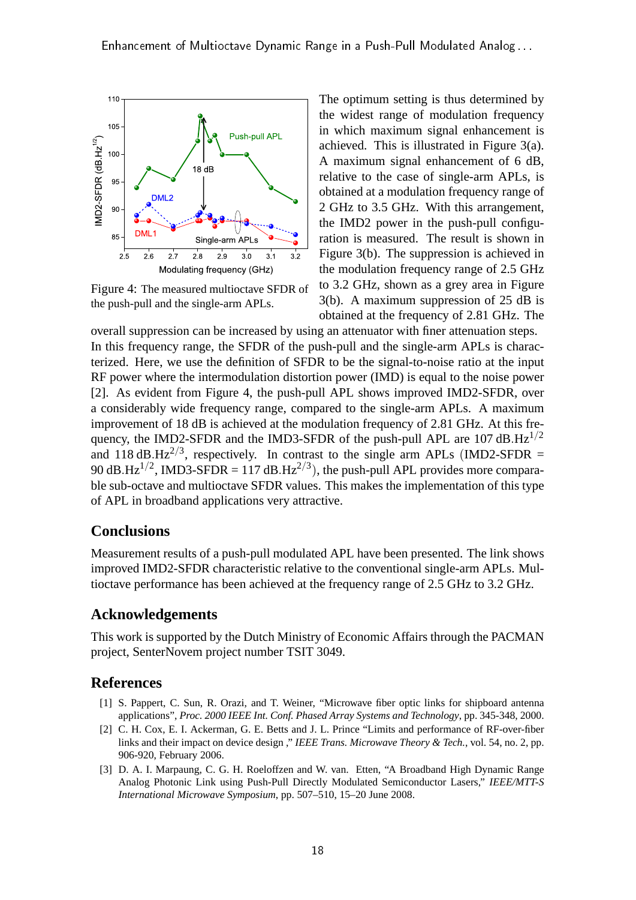110
105
100
95
90
85
IMD2-SFDR (dB.Hz$^{1/2}$)
2.5 2.6 2.7 2.8 2.9 3.0 3.1 3.2
Modulating frequency (GHz)
Push-pull APL
18 dB
DML2
DML1
Single-arm APLs

Figure 4: The measured multioctave SFDR of the push-pull and the single-arm APLs.

The optimum setting is thus determined by the widest range of modulation frequency in which maximum signal enhancement is achieved. This is illustrated in Figure 3(a). A maximum signal enhancement of 6 dB, relative to the case of single-arm APLs, is obtained at a modulation frequency range of 2 GHz to 3.5 GHz. With this arrangement, the IMD2 power in the push-pull configuration is measured. The result is shown in Figure 3(b). The suppression is achieved in the modulation frequency range of 2.5 GHz to 3.2 GHz, shown as a grey area in Figure 3(b). A maximum suppression of 25 dB is obtained at the frequency of 2.81 GHz. The overall suppression can be increased by using an attenuator with finer attenuation steps. In this frequency range, the SFDR of the push-pull and the single-arm APLs is characterized. Here, we use the definition of SFDR to be the signal-to-noise ratio at the input RF power where the intermodulation distortion power (IMD) is equal to the noise power [2]. As evident from Figure 4, the push-pull APL shows improved IMD2-SFDR, over a considerably wide frequency range, compared to the single-arm APLs. A maximum improvement of 18 dB is achieved at the modulation frequency of 2.81 GHz. At this frequency, the IMD2-SFDR and the IMD3-SFDR of the push-pull APL are 107 dB.Hz$^{1/2}$ and 118 dB.Hz$^{2/3}$, respectively. In contrast to the single arm APLs (IMD2-SFDR = 90 dB.Hz$^{1/2}$, IMD3-SFDR = 117 dB.Hz$^{2/3}$), the push-pull APL provides more comparable sub-octave and multioctave SFDR values. This makes the implementation of this type of APL in broadband applications very attractive.

## Conclusions

Measurement results of a push-pull modulated APL have been presented. The link shows improved IMD2-SFDR characteristic relative to the conventional single-arm APLs. Multioctave performance has been achieved at the frequency range of 2.5 GHz to 3.2 GHz.

## Acknowledgements

This work is supported by the Dutch Ministry of Economic Affairs through the PACMAN project, SenterNovem project number TSIT 3049.

## References

[1] S. Pappert, C. Sun, R. Orazi, and T. Weiner, "Microwave fiber optic links for shipboard antenna applications", *Proc. 2000 IEEE Int. Conf. Phased Array Systems and Technology*, pp. 345-348, 2000.

[2] C. H. Cox, E. I. Ackerman, G. E. Betts and J. L. Prince "Limits and performance of RF-over-fiber links and their impact on device design ," *IEEE Trans. Microwave Theory & Tech.*, vol. 54, no. 2, pp. 906-920, February 2006.

[3] D. A. I. Marpaung, C. G. H. Roeloffzen and W. van. Etten, "A Broadband High Dynamic Range Analog Photonic Link using Push-Pull Directly Modulated Semiconductor Lasers," *IEEE/MTT-S International Microwave Symposium*, pp. 507–510, 15–20 June 2008.